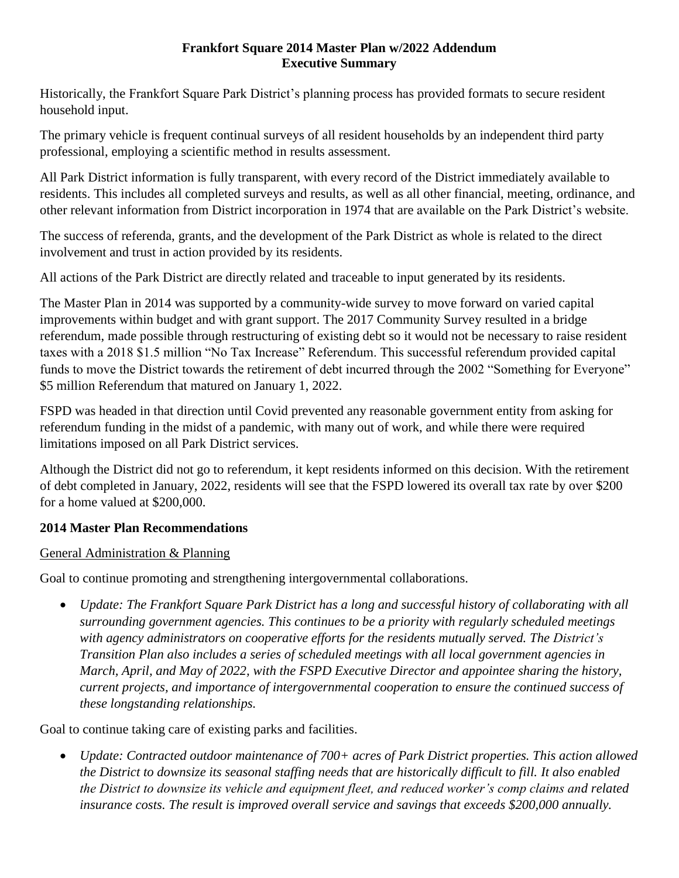# Frankfort Square 2014 Master Plan w/2022 Addendum
## Executive Summary

Historically, the Frankfort Square Park District's planning process has provided formats to secure resident household input.

The primary vehicle is frequent continual surveys of all resident households by an independent third party professional, employing a scientific method in results assessment.

All Park District information is fully transparent, with every record of the District immediately available to residents. This includes all completed surveys and results, as well as all other financial, meeting, ordinance, and other relevant information from District incorporation in 1974 that are available on the Park District's website.

The success of referenda, grants, and the development of the Park District as whole is related to the direct involvement and trust in action provided by its residents.

All actions of the Park District are directly related and traceable to input generated by its residents.

The Master Plan in 2014 was supported by a community-wide survey to move forward on varied capital improvements within budget and with grant support. The 2017 Community Survey resulted in a bridge referendum, made possible through restructuring of existing debt so it would not be necessary to raise resident taxes with a 2018 $1.5 million "No Tax Increase" Referendum. This successful referendum provided capital funds to move the District towards the retirement of debt incurred through the 2002 "Something for Everyone" $5 million Referendum that matured on January 1, 2022.

FSPD was headed in that direction until Covid prevented any reasonable government entity from asking for referendum funding in the midst of a pandemic, with many out of work, and while there were required limitations imposed on all Park District services.

Although the District did not go to referendum, it kept residents informed on this decision. With the retirement of debt completed in January, 2022, residents will see that the FSPD lowered its overall tax rate by over $200 for a home valued at $200,000.

### 2014 Master Plan Recommendations

<u>General Administration & Planning</u>

Goal to continue promoting and strengthening intergovernmental collaborations.

- *Update: The Frankfort Square Park District has a long and successful history of collaborating with all surrounding government agencies. This continues to be a priority with regularly scheduled meetings with agency administrators on cooperative efforts for the residents mutually served. The District's Transition Plan also includes a series of scheduled meetings with all local government agencies in March, April, and May of 2022, with the FSPD Executive Director and appointee sharing the history, current projects, and importance of intergovernmental cooperation to ensure the continued success of these longstanding relationships.*

Goal to continue taking care of existing parks and facilities.

- *Update: Contracted outdoor maintenance of 700+ acres of Park District properties. This action allowed the District to downsize its seasonal staffing needs that are historically difficult to fill. It also enabled the District to downsize its vehicle and equipment fleet, and reduced worker's comp claims and related insurance costs. The result is improved overall service and savings that exceeds $200,000 annually.*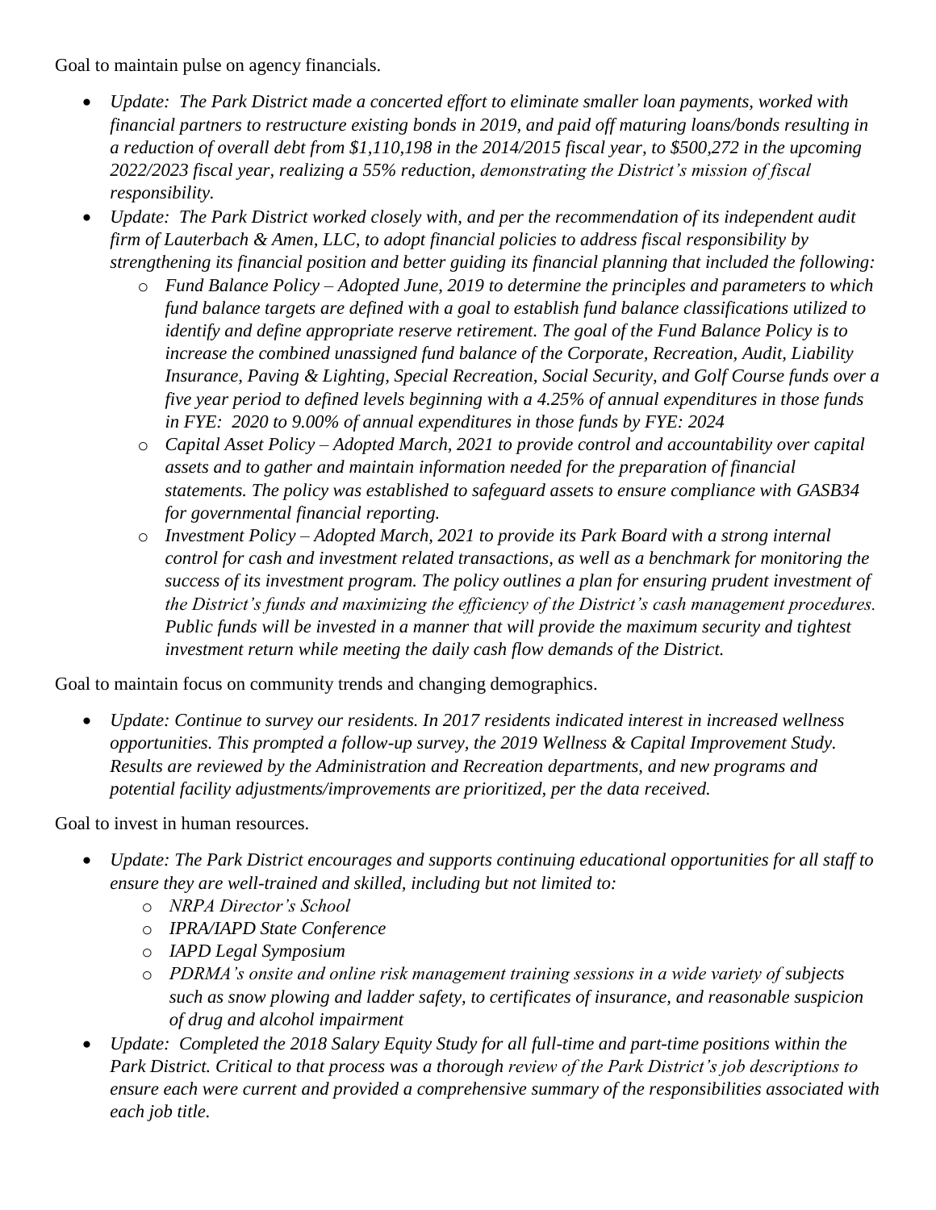Goal to maintain pulse on agency financials.

- *Update: The Park District made a concerted effort to eliminate smaller loan payments, worked with financial partners to restructure existing bonds in 2019, and paid off maturing loans/bonds resulting in a reduction of overall debt from $1,110,198 in the 2014/2015 fiscal year, to $500,272 in the upcoming 2022/2023 fiscal year, realizing a 55% reduction, demonstrating the District's mission of fiscal responsibility.*
- *Update: The Park District worked closely with, and per the recommendation of its independent audit firm of Lauterbach & Amen, LLC, to adopt financial policies to address fiscal responsibility by strengthening its financial position and better guiding its financial planning that included the following:*
    - *Fund Balance Policy – Adopted June, 2019 to determine the principles and parameters to which fund balance targets are defined with a goal to establish fund balance classifications utilized to identify and define appropriate reserve retirement. The goal of the Fund Balance Policy is to increase the combined unassigned fund balance of the Corporate, Recreation, Audit, Liability Insurance, Paving & Lighting, Special Recreation, Social Security, and Golf Course funds over a five year period to defined levels beginning with a 4.25% of annual expenditures in those funds in FYE: 2020 to 9.00% of annual expenditures in those funds by FYE: 2024*
    - *Capital Asset Policy – Adopted March, 2021 to provide control and accountability over capital assets and to gather and maintain information needed for the preparation of financial statements. The policy was established to safeguard assets to ensure compliance with GASB34 for governmental financial reporting.*
    - *Investment Policy – Adopted March, 2021 to provide its Park Board with a strong internal control for cash and investment related transactions, as well as a benchmark for monitoring the success of its investment program. The policy outlines a plan for ensuring prudent investment of the District's funds and maximizing the efficiency of the District's cash management procedures. Public funds will be invested in a manner that will provide the maximum security and tightest investment return while meeting the daily cash flow demands of the District.*

Goal to maintain focus on community trends and changing demographics.

- *Update: Continue to survey our residents. In 2017 residents indicated interest in increased wellness opportunities. This prompted a follow-up survey, the 2019 Wellness & Capital Improvement Study. Results are reviewed by the Administration and Recreation departments, and new programs and potential facility adjustments/improvements are prioritized, per the data received.*

Goal to invest in human resources.

- *Update: The Park District encourages and supports continuing educational opportunities for all staff to ensure they are well-trained and skilled, including but not limited to:*
    - *NRPA Director's School*
    - *IPRA/IAPD State Conference*
    - *IAPD Legal Symposium*
    - *PDRMA's onsite and online risk management training sessions in a wide variety of subjects such as snow plowing and ladder safety, to certificates of insurance, and reasonable suspicion of drug and alcohol impairment*
- *Update: Completed the 2018 Salary Equity Study for all full-time and part-time positions within the Park District. Critical to that process was a thorough review of the Park District's job descriptions to ensure each were current and provided a comprehensive summary of the responsibilities associated with each job title.*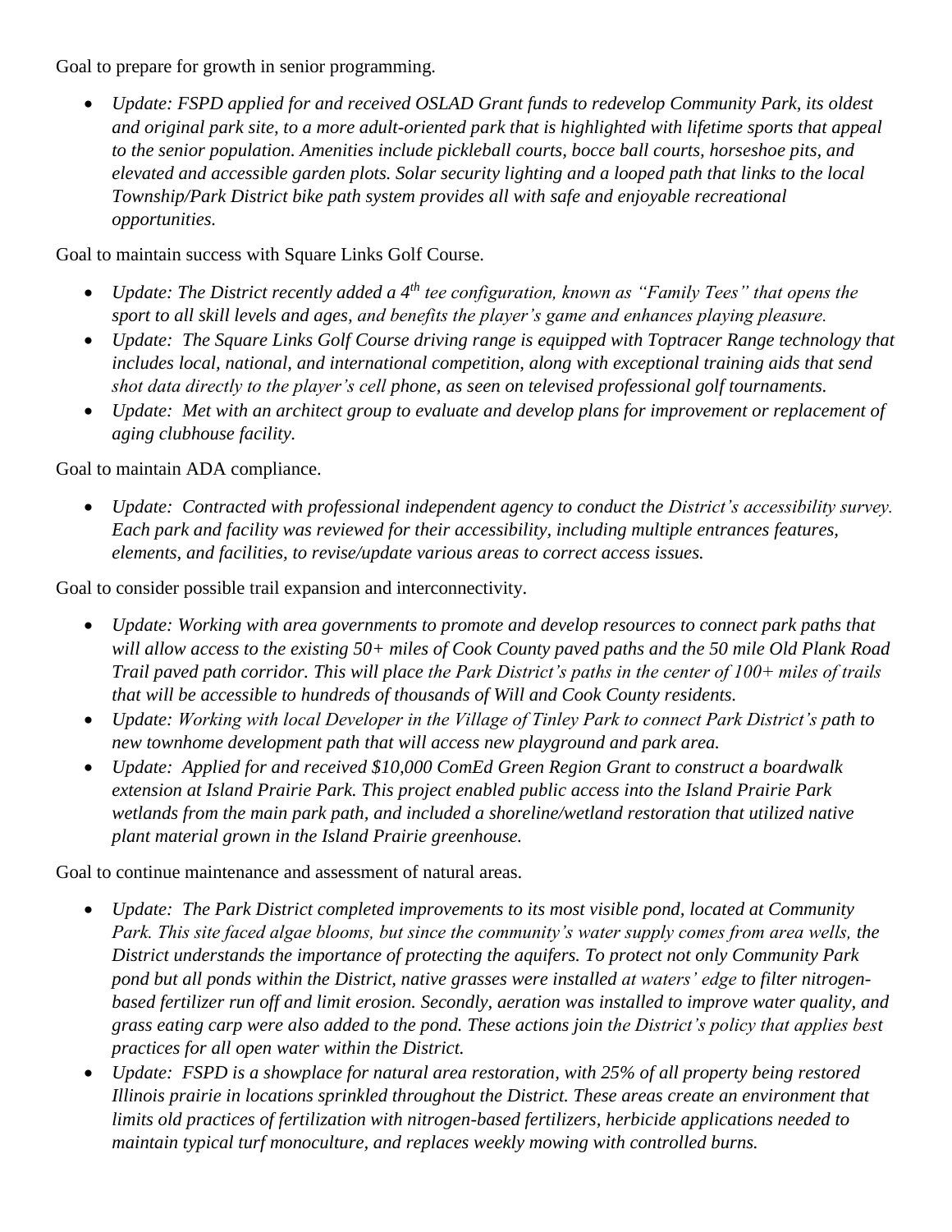Goal to prepare for growth in senior programming.

- *Update: FSPD applied for and received OSLAD Grant funds to redevelop Community Park, its oldest and original park site, to a more adult-oriented park that is highlighted with lifetime sports that appeal to the senior population. Amenities include pickleball courts, bocce ball courts, horseshoe pits, and elevated and accessible garden plots. Solar security lighting and a looped path that links to the local Township/Park District bike path system provides all with safe and enjoyable recreational opportunities.*

Goal to maintain success with Square Links Golf Course.

- *Update: The District recently added a 4th tee configuration, known as "Family Tees" that opens the sport to all skill levels and ages, and benefits the player's game and enhances playing pleasure.*
- *Update: The Square Links Golf Course driving range is equipped with Toptracer Range technology that includes local, national, and international competition, along with exceptional training aids that send shot data directly to the player's cell phone, as seen on televised professional golf tournaments.*
- *Update: Met with an architect group to evaluate and develop plans for improvement or replacement of aging clubhouse facility.*

Goal to maintain ADA compliance.

- *Update: Contracted with professional independent agency to conduct the District's accessibility survey. Each park and facility was reviewed for their accessibility, including multiple entrances features, elements, and facilities, to revise/update various areas to correct access issues.*

Goal to consider possible trail expansion and interconnectivity.

- *Update: Working with area governments to promote and develop resources to connect park paths that will allow access to the existing 50+ miles of Cook County paved paths and the 50 mile Old Plank Road Trail paved path corridor. This will place the Park District's paths in the center of 100+ miles of trails that will be accessible to hundreds of thousands of Will and Cook County residents.*
- *Update: Working with local Developer in the Village of Tinley Park to connect Park District's path to new townhome development path that will access new playground and park area.*
- *Update: Applied for and received $10,000 ComEd Green Region Grant to construct a boardwalk extension at Island Prairie Park. This project enabled public access into the Island Prairie Park wetlands from the main park path, and included a shoreline/wetland restoration that utilized native plant material grown in the Island Prairie greenhouse.*

Goal to continue maintenance and assessment of natural areas.

- *Update: The Park District completed improvements to its most visible pond, located at Community Park. This site faced algae blooms, but since the community's water supply comes from area wells, the District understands the importance of protecting the aquifers. To protect not only Community Park pond but all ponds within the District, native grasses were installed at waters' edge to filter nitrogen-based fertilizer run off and limit erosion. Secondly, aeration was installed to improve water quality, and grass eating carp were also added to the pond. These actions join the District's policy that applies best practices for all open water within the District.*
- *Update: FSPD is a showplace for natural area restoration, with 25% of all property being restored Illinois prairie in locations sprinkled throughout the District. These areas create an environment that limits old practices of fertilization with nitrogen-based fertilizers, herbicide applications needed to maintain typical turf monoculture, and replaces weekly mowing with controlled burns.*